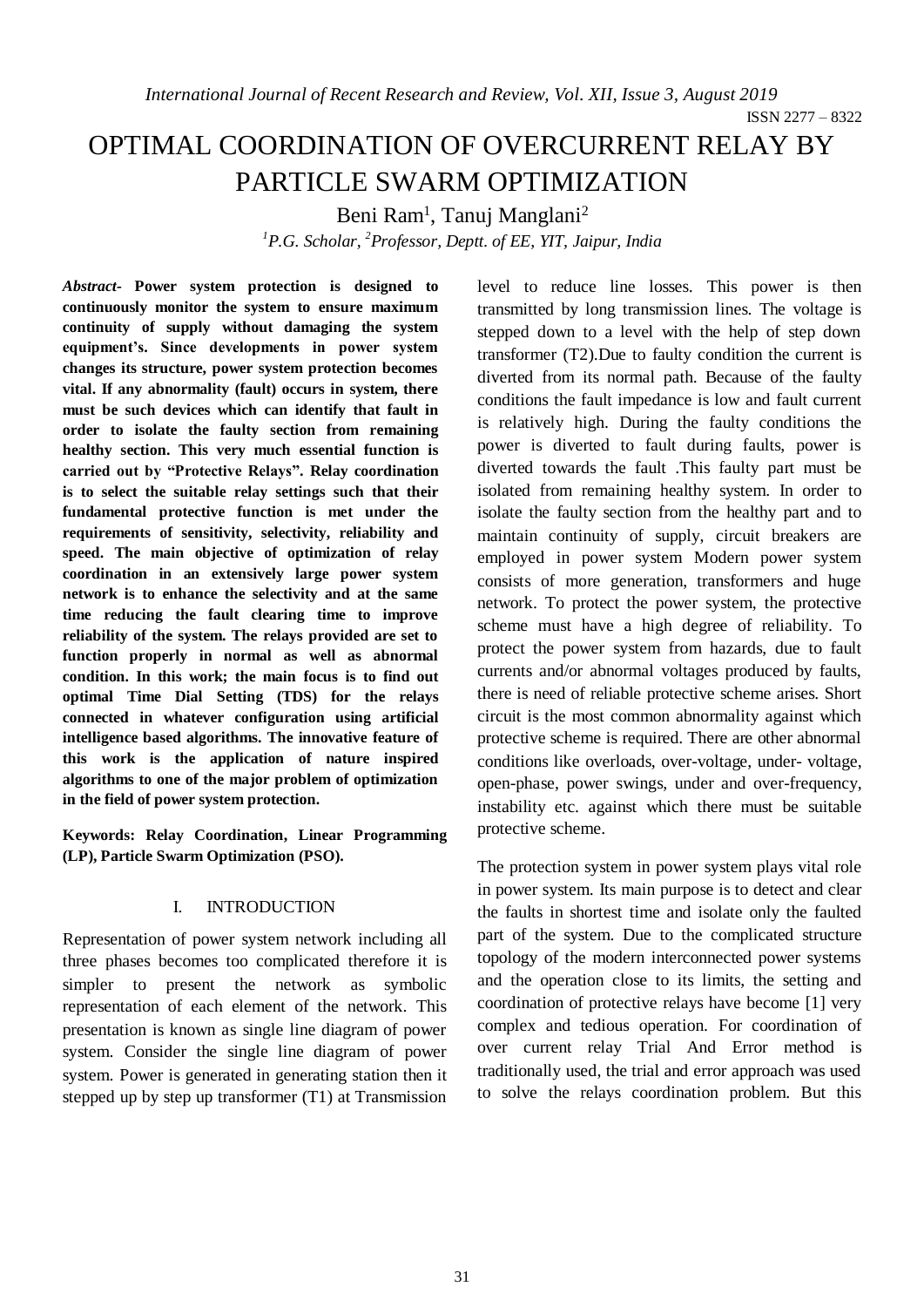# OPTIMAL COORDINATION OF OVERCURRENT RELAY BY PARTICLE SWARM OPTIMIZATION

Beni Ram[1], Tanuj Manglani[2]

[1]*P.G. Scholar,* [2]*Professor, Deptt. of EE, YIT, Jaipur, India*

***Abstract-*** **Power system protection is designed to continuously monitor the system to ensure maximum continuity of supply without damaging the system equipment's. Since developments in power system changes its structure, power system protection becomes vital. If any abnormality (fault) occurs in system, there must be such devices which can identify that fault in order to isolate the faulty section from remaining healthy section. This very much essential function is carried out by "Protective Relays". Relay coordination is to select the suitable relay settings such that their fundamental protective function is met under the requirements of sensitivity, selectivity, reliability and speed. The main objective of optimization of relay coordination in an extensively large power system network is to enhance the selectivity and at the same time reducing the fault clearing time to improve reliability of the system. The relays provided are set to function properly in normal as well as abnormal condition. In this work; the main focus is to find out optimal Time Dial Setting (TDS) for the relays connected in whatever configuration using artificial intelligence based algorithms. The innovative feature of this work is the application of nature inspired algorithms to one of the major problem of optimization in the field of power system protection.**

**Keywords: Relay Coordination, Linear Programming (LP), Particle Swarm Optimization (PSO).**

## I. INTRODUCTION

Representation of power system network including all three phases becomes too complicated therefore it is simpler to present the network as symbolic representation of each element of the network. This presentation is known as single line diagram of power system. Consider the single line diagram of power system. Power is generated in generating station then it stepped up by step up transformer (T1) at Transmission level to reduce line losses. This power is then transmitted by long transmission lines. The voltage is stepped down to a level with the help of step down transformer (T2).Due to faulty condition the current is diverted from its normal path. Because of the faulty conditions the fault impedance is low and fault current is relatively high. During the faulty conditions the power is diverted to fault during faults, power is diverted towards the fault .This faulty part must be isolated from remaining healthy system. In order to isolate the faulty section from the healthy part and to maintain continuity of supply, circuit breakers are employed in power system Modern power system consists of more generation, transformers and huge network. To protect the power system, the protective scheme must have a high degree of reliability. To protect the power system from hazards, due to fault currents and/or abnormal voltages produced by faults, there is need of reliable protective scheme arises. Short circuit is the most common abnormality against which protective scheme is required. There are other abnormal conditions like overloads, over-voltage, under- voltage, open-phase, power swings, under and over-frequency, instability etc. against which there must be suitable protective scheme.

The protection system in power system plays vital role in power system. Its main purpose is to detect and clear the faults in shortest time and isolate only the faulted part of the system. Due to the complicated structure topology of the modern interconnected power systems and the operation close to its limits, the setting and coordination of protective relays have become [1] very complex and tedious operation. For coordination of over current relay Trial And Error method is traditionally used, the trial and error approach was used to solve the relays coordination problem. But this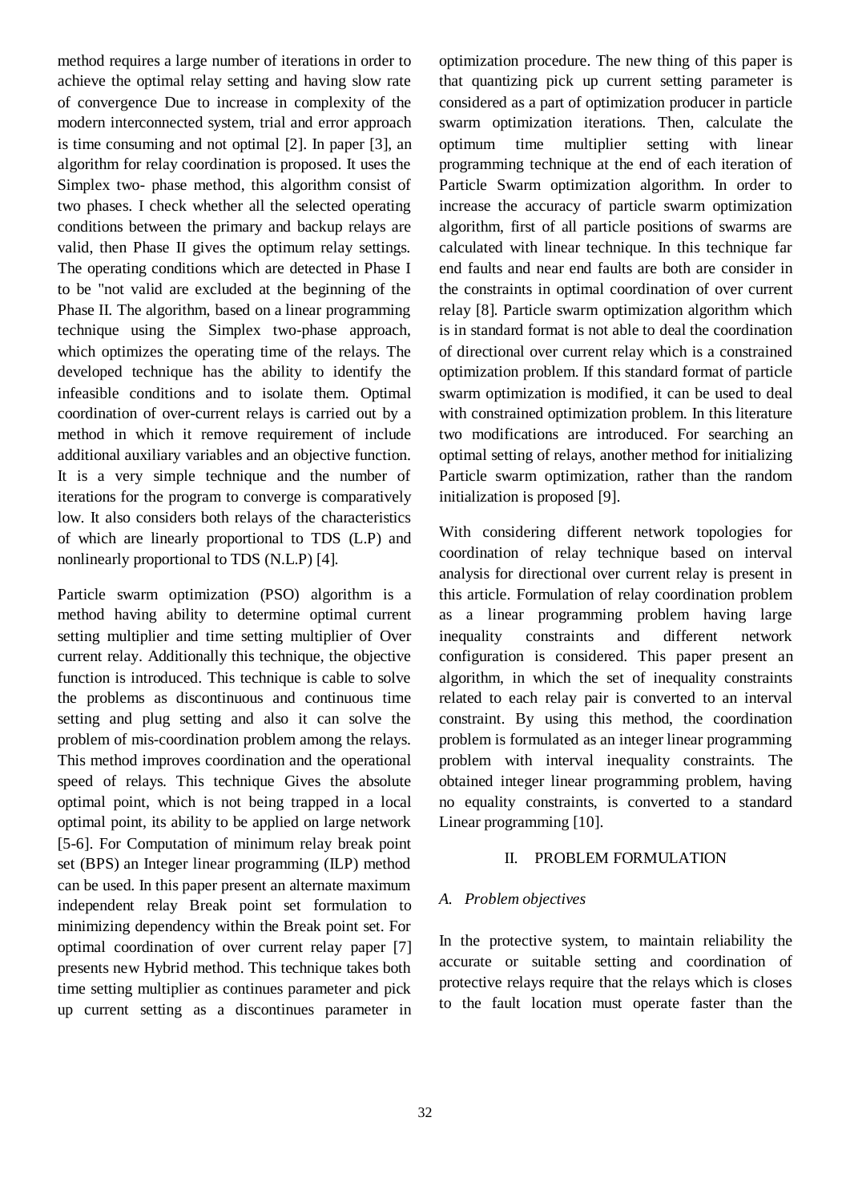method requires a large number of iterations in order to achieve the optimal relay setting and having slow rate of convergence Due to increase in complexity of the modern interconnected system, trial and error approach is time consuming and not optimal [2]. In paper [3], an algorithm for relay coordination is proposed. It uses the Simplex two- phase method, this algorithm consist of two phases. I check whether all the selected operating conditions between the primary and backup relays are valid, then Phase II gives the optimum relay settings. The operating conditions which are detected in Phase I to be "not valid are excluded at the beginning of the Phase II. The algorithm, based on a linear programming technique using the Simplex two-phase approach, which optimizes the operating time of the relays. The developed technique has the ability to identify the infeasible conditions and to isolate them. Optimal coordination of over-current relays is carried out by a method in which it remove requirement of include additional auxiliary variables and an objective function. It is a very simple technique and the number of iterations for the program to converge is comparatively low. It also considers both relays of the characteristics of which are linearly proportional to TDS (L.P) and nonlinearly proportional to TDS (N.L.P) [4].

Particle swarm optimization (PSO) algorithm is a method having ability to determine optimal current setting multiplier and time setting multiplier of Over current relay. Additionally this technique, the objective function is introduced. This technique is cable to solve the problems as discontinuous and continuous time setting and plug setting and also it can solve the problem of mis-coordination problem among the relays. This method improves coordination and the operational speed of relays. This technique Gives the absolute optimal point, which is not being trapped in a local optimal point, its ability to be applied on large network [5-6]. For Computation of minimum relay break point set (BPS) an Integer linear programming (ILP) method can be used. In this paper present an alternate maximum independent relay Break point set formulation to minimizing dependency within the Break point set. For optimal coordination of over current relay paper [7] presents new Hybrid method. This technique takes both time setting multiplier as continues parameter and pick up current setting as a discontinues parameter in optimization procedure. The new thing of this paper is that quantizing pick up current setting parameter is considered as a part of optimization producer in particle swarm optimization iterations. Then, calculate the optimum time multiplier setting with linear programming technique at the end of each iteration of Particle Swarm optimization algorithm. In order to increase the accuracy of particle swarm optimization algorithm, first of all particle positions of swarms are calculated with linear technique. In this technique far end faults and near end faults are both are consider in the constraints in optimal coordination of over current relay [8]. Particle swarm optimization algorithm which is in standard format is not able to deal the coordination of directional over current relay which is a constrained optimization problem. If this standard format of particle swarm optimization is modified, it can be used to deal with constrained optimization problem. In this literature two modifications are introduced. For searching an optimal setting of relays, another method for initializing Particle swarm optimization, rather than the random initialization is proposed [9].

With considering different network topologies for coordination of relay technique based on interval analysis for directional over current relay is present in this article. Formulation of relay coordination problem as a linear programming problem having large inequality constraints and different network configuration is considered. This paper present an algorithm, in which the set of inequality constraints related to each relay pair is converted to an interval constraint. By using this method, the coordination problem is formulated as an integer linear programming problem with interval inequality constraints. The obtained integer linear programming problem, having no equality constraints, is converted to a standard Linear programming [10].

## II. PROBLEM FORMULATION

### *A. Problem objectives*

In the protective system, to maintain reliability the accurate or suitable setting and coordination of protective relays require that the relays which is closes to the fault location must operate faster than the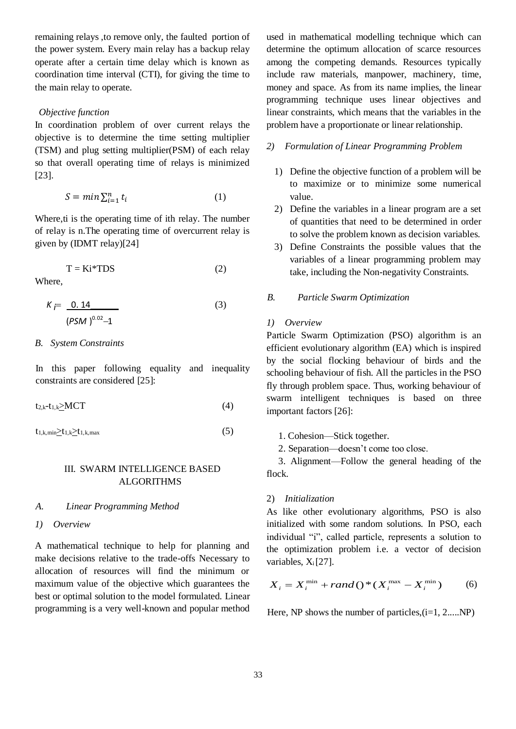remaining relays ,to remove only, the faulted portion of the power system. Every main relay has a backup relay operate after a certain time delay which is known as coordination time interval (CTI), for giving the time to the main relay to operate.

*Objective function*

In coordination problem of over current relays the objective is to determine the time setting multiplier (TSM) and plug setting multiplier(PSM) of each relay so that overall operating time of relays is minimized [23].

$$S = min\sum_{i=1}^{n} t_i \tag{1}$$

Where,ti is the operating time of ith relay. The number of relay is n.The operating time of overcurrent relay is given by (IDMT relay)[24]

$$T = Ki*TDS \tag{2}$$

Where,

$$K_i = \frac{0.14}{(PSM)^{0.02} - 1} \tag{3}$$

### *B. System Constraints*

In this paper following equality and inequality constraints are considered [25]:

$$t_{2,k} - t_{1,k} \geq MCT \tag{4}$$

$$t_{1,k,min} \geq t_{1,k} \geq t_{1,k,max} \tag{5}$$

## III. SWARM INTELLIGENCE BASED ALGORITHMS

### *A. Linear Programming Method*

#### *1) Overview*

A mathematical technique to help for planning and make decisions relative to the trade-offs Necessary to allocation of resources will find the minimum or maximum value of the objective which guarantees the best or optimal solution to the model formulated. Linear programming is a very well-known and popular method used in mathematical modelling technique which can determine the optimum allocation of scarce resources among the competing demands. Resources typically include raw materials, manpower, machinery, time, money and space. As from its name implies, the linear programming technique uses linear objectives and linear constraints, which means that the variables in the problem have a proportionate or linear relationship.

#### *2) Formulation of Linear Programming Problem*

1) Define the objective function of a problem will be to maximize or to minimize some numerical value.
2) Define the variables in a linear program are a set of quantities that need to be determined in order to solve the problem known as decision variables.
3) Define Constraints the possible values that the variables of a linear programming problem may take, including the Non-negativity Constraints.

### *B. Particle Swarm Optimization*

#### *1) Overview*

Particle Swarm Optimization (PSO) algorithm is an efficient evolutionary algorithm (EA) which is inspired by the social flocking behaviour of birds and the schooling behaviour of fish. All the particles in the PSO fly through problem space. Thus, working behaviour of swarm intelligent techniques is based on three important factors [26]:

1. Cohesion—Stick together.
2. Separation—doesn't come too close.
3. Alignment—Follow the general heading of the flock.

#### 2) *Initialization*

As like other evolutionary algorithms, PSO is also initialized with some random solutions. In PSO, each individual "i", called particle, represents a solution to the optimization problem i.e. a vector of decision variables, $X_i$[27].

$$X_i = X_i^{\min} + rand()*(X_i^{\max} - X_i^{\min}) \tag{6}$$

Here, NP shows the number of particles,(i=1, 2.....NP)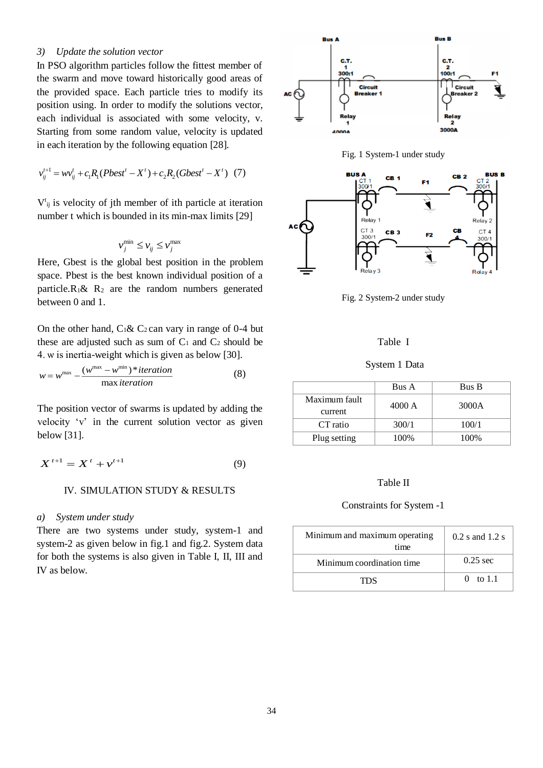### 3) *Update the solution vector*

In PSO algorithm particles follow the fittest member of the swarm and move toward historically good areas of the provided space. Each particle tries to modify its position using. In order to modify the solutions vector, each individual is associated with some velocity, v. Starting from some random value, velocity is updated in each iteration by the following equation [28].

$$v_{ij}^{t+1} = wv_{ij}^{t} + c_1 R_1 (Pbest^t - X^t) + c_2 R_2 (Gbest^t - X^t) \quad (7)$$

$V^t_{ij}$ is velocity of jth member of ith particle at iteration number t which is bounded in its min-max limits [29]

$$v_j^{\min} \le v_{ij} \le v_j^{\max}$$

Here, Gbest is the global best position in the problem space. Pbest is the best known individual position of a particle. $R_1$ & $R_2$ are the random numbers generated between 0 and 1.

On the other hand, $C_1$ & $C_2$ can vary in range of 0-4 but these are adjusted such as sum of $C_1$ and $C_2$ should be 4. w is inertia-weight which is given as below [30].

$$w = w^{\max} - \frac{(w^{\max} - w^{\min}) * iteration}{\max iteration} \quad (8)$$

The position vector of swarms is updated by adding the velocity 'v' in the current solution vector as given below [31].

$$X^{t+1} = X^{t} + v^{t+1} \quad (9)$$

## IV. SIMULATION STUDY & RESULTS

### a) *System under study*

There are two systems under study, system-1 and system-2 as given below in fig.1 and fig.2. System data for both the systems is also given in Table I, II, III and IV as below.

Fig. 1 System-1 under study

Fig. 2 System-2 under study

Table I

System 1 Data

| | Bus A | Bus B |
|---|---|---|
| Maximum fault current | 4000 A | 3000A |
| CT ratio | 300/1 | 100/1 |
| Plug setting | 100% | 100% |

Table II

Constraints for System -1

| | |
|---|---|
| Minimum and maximum operating time | 0.2 s and 1.2 s |
| Minimum coordination time | 0.25 sec |
| TDS | 0 to 1.1 |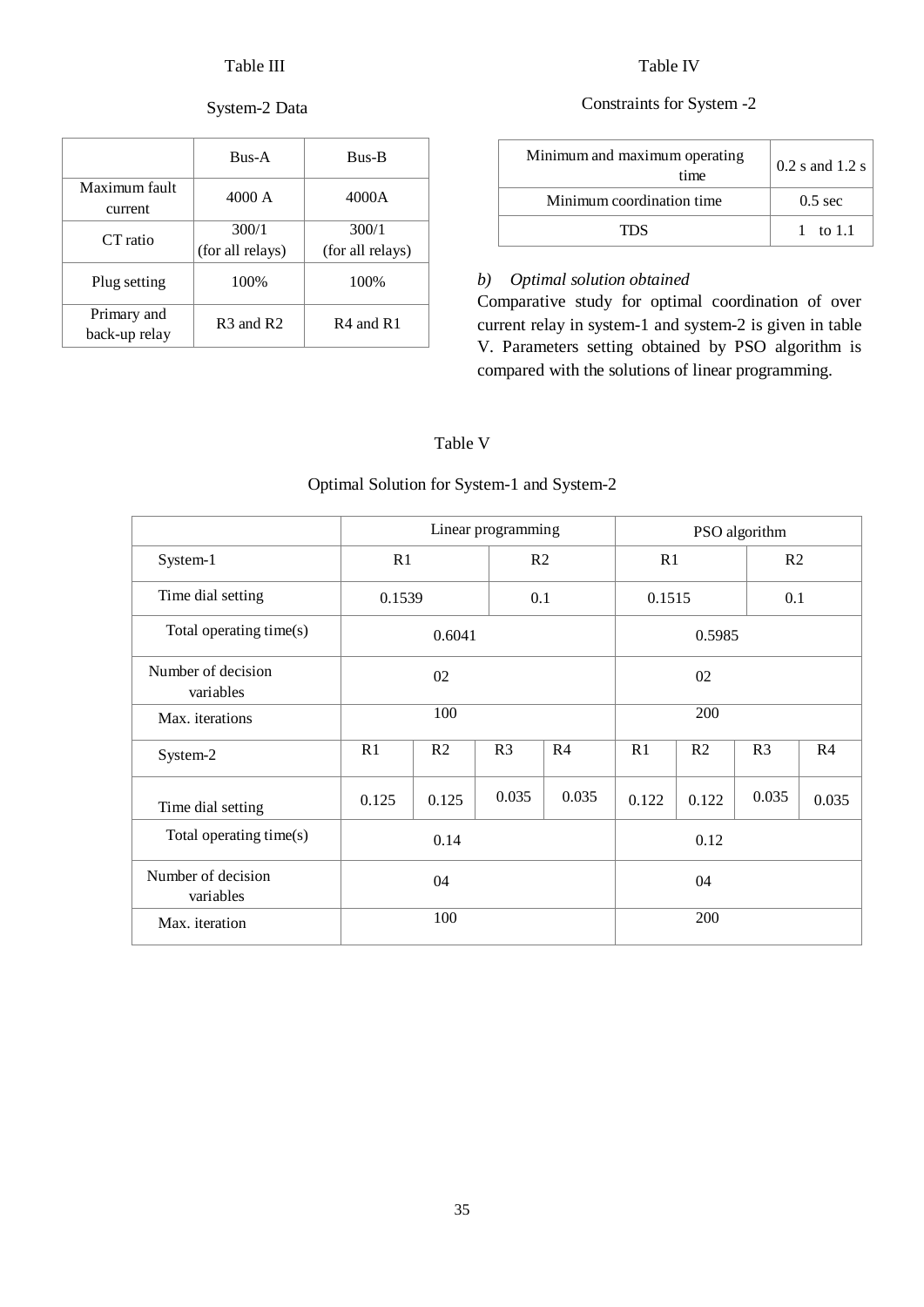Table III

System-2 Data

| | Bus-A | Bus-B |
|---|---|---|
| Maximum fault current | 4000 A | 4000A |
| CT ratio | 300/1 (for all relays) | 300/1 (for all relays) |
| Plug setting | 100% | 100% |
| Primary and back-up relay | R3 and R2 | R4 and R1 |

Table IV

Constraints for System -2

| | |
|---|---|
| Minimum and maximum operating time | 0.2 s and 1.2 s |
| Minimum coordination time | 0.5 sec |
| TDS | 1 to 1.1 |

*b) Optimal solution obtained*

Comparative study for optimal coordination of over current relay in system-1 and system-2 is given in table V. Parameters setting obtained by PSO algorithm is compared with the solutions of linear programming.

Table V

Optimal Solution for System-1 and System-2

| | Linear programming | | | | PSO algorithm | | | |
|---|---|---|---|---|---|---|---|---|
| System-1 | R1 | | R2 | | R1 | | R2 | |
| Time dial setting | 0.1539 | | 0.1 | | 0.1515 | | 0.1 | |
| Total operating time(s) | 0.6041 | | | | 0.5985 | | | |
| Number of decision variables | 02 | | | | 02 | | | |
| Max. iterations | 100 | | | | 200 | | | |
| System-2 | R1 | R2 | R3 | R4 | R1 | R2 | R3 | R4 |
| Time dial setting | 0.125 | 0.125 | 0.035 | 0.035 | 0.122 | 0.122 | 0.035 | 0.035 |
| Total operating time(s) | 0.14 | | | | 0.12 | | | |
| Number of decision variables | 04 | | | | 04 | | | |
| Max. iteration | 100 | | | | 200 | | | |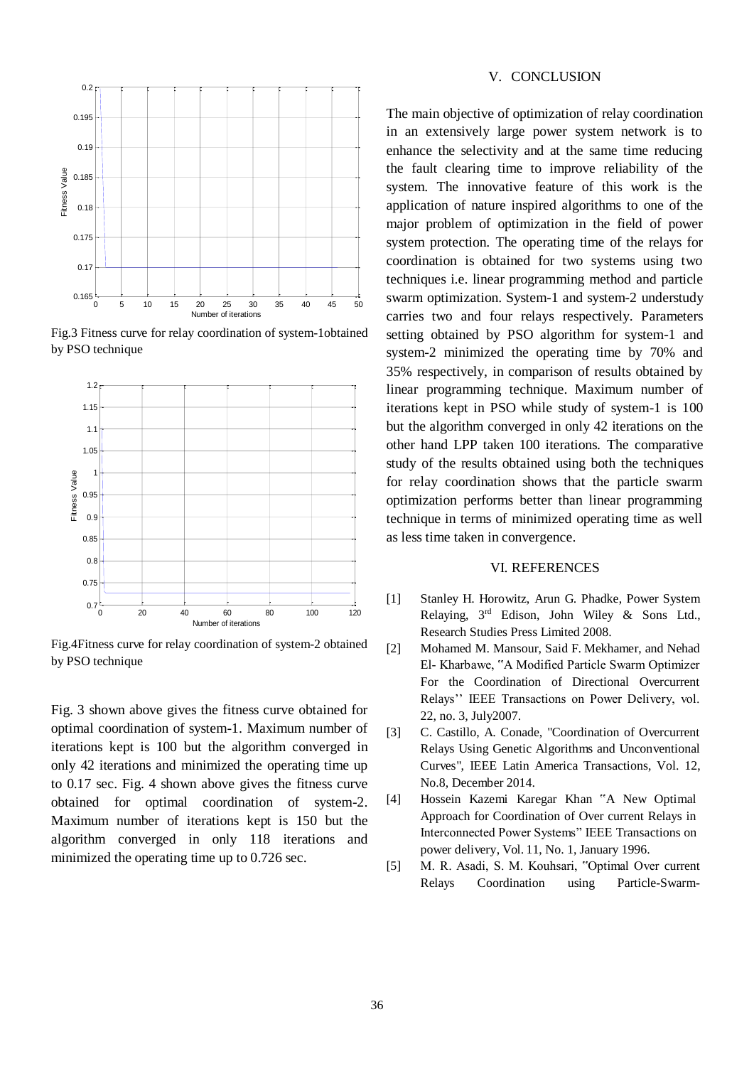Fig.3 Fitness curve for relay coordination of system-1obtained by PSO technique

Fig.4Fitness curve for relay coordination of system-2 obtained by PSO technique

Fig. 3 shown above gives the fitness curve obtained for optimal coordination of system-1. Maximum number of iterations kept is 100 but the algorithm converged in only 42 iterations and minimized the operating time up to 0.17 sec. Fig. 4 shown above gives the fitness curve obtained for optimal coordination of system-2. Maximum number of iterations kept is 150 but the algorithm converged in only 118 iterations and minimized the operating time up to 0.726 sec.

## V. CONCLUSION

The main objective of optimization of relay coordination in an extensively large power system network is to enhance the selectivity and at the same time reducing the fault clearing time to improve reliability of the system. The innovative feature of this work is the application of nature inspired algorithms to one of the major problem of optimization in the field of power system protection. The operating time of the relays for coordination is obtained for two systems using two techniques i.e. linear programming method and particle swarm optimization. System-1 and system-2 understudy carries two and four relays respectively. Parameters setting obtained by PSO algorithm for system-1 and system-2 minimized the operating time by 70% and 35% respectively, in comparison of results obtained by linear programming technique. Maximum number of iterations kept in PSO while study of system-1 is 100 but the algorithm converged in only 42 iterations on the other hand LPP taken 100 iterations. The comparative study of the results obtained using both the techniques for relay coordination shows that the particle swarm optimization performs better than linear programming technique in terms of minimized operating time as well as less time taken in convergence.

## VI. REFERENCES

[1] Stanley H. Horowitz, Arun G. Phadke, Power System Relaying, 3rd Edison, John Wiley & Sons Ltd., Research Studies Press Limited 2008.

[2] Mohamed M. Mansour, Said F. Mekhamer, and Nehad El- Kharbawe, "A Modified Particle Swarm Optimizer For the Coordination of Directional Overcurrent Relays'' IEEE Transactions on Power Delivery, vol. 22, no. 3, July2007.

[3] C. Castillo, A. Conade, "Coordination of Overcurrent Relays Using Genetic Algorithms and Unconventional Curves", IEEE Latin America Transactions, Vol. 12, No.8, December 2014.

[4] Hossein Kazemi Karegar Khan "A New Optimal Approach for Coordination of Over current Relays in Interconnected Power Systems" IEEE Transactions on power delivery, Vol. 11, No. 1, January 1996.

[5] M. R. Asadi, S. M. Kouhsari, "Optimal Over current Relays Coordination using Particle-Swarm-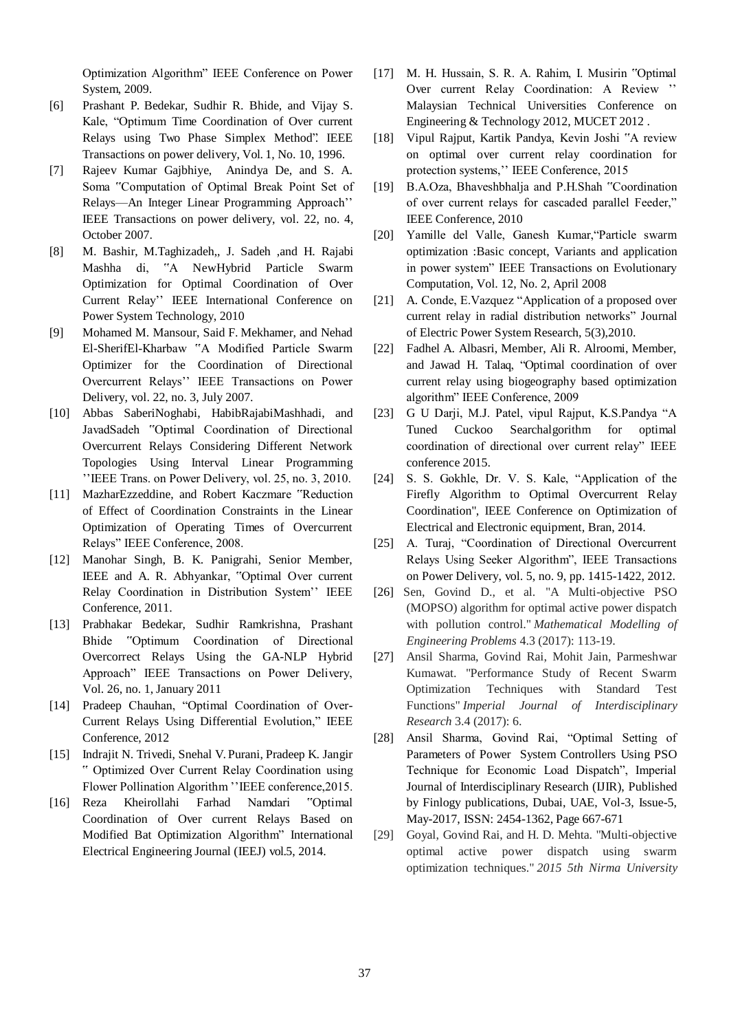Optimization Algorithm" IEEE Conference on Power System, 2009.

[6] Prashant P. Bedekar, Sudhir R. Bhide, and Vijay S. Kale, "Optimum Time Coordination of Over current Relays using Two Phase Simplex Method". IEEE Transactions on power delivery, Vol. 1, No. 10, 1996.

[7] Rajeev Kumar Gajbhiye, Anindya De, and S. A. Soma "Computation of Optimal Break Point Set of Relays—An Integer Linear Programming Approach'' IEEE Transactions on power delivery, vol. 22, no. 4, October 2007.

[8] M. Bashir, M.Taghizadeh,, J. Sadeh ,and H. Rajabi Mashha di, "A NewHybrid Particle Swarm Optimization for Optimal Coordination of Over Current Relay'' IEEE International Conference on Power System Technology, 2010

[9] Mohamed M. Mansour, Said F. Mekhamer, and Nehad El-SherifEl-Kharbaw "A Modified Particle Swarm Optimizer for the Coordination of Directional Overcurrent Relays'' IEEE Transactions on Power Delivery, vol. 22, no. 3, July 2007.

[10] Abbas SaberiNoghabi, HabibRajabiMashhadi, and JavadSadeh "Optimal Coordination of Directional Overcurrent Relays Considering Different Network Topologies Using Interval Linear Programming ''IEEE Trans. on Power Delivery, vol. 25, no. 3, 2010.

[11] MazharEzzeddine, and Robert Kaczmare "Reduction of Effect of Coordination Constraints in the Linear Optimization of Operating Times of Overcurrent Relays" IEEE Conference, 2008.

[12] Manohar Singh, B. K. Panigrahi, Senior Member, IEEE and A. R. Abhyankar, "Optimal Over current Relay Coordination in Distribution System'' IEEE Conference, 2011.

[13] Prabhakar Bedekar, Sudhir Ramkrishna, Prashant Bhide "Optimum Coordination of Directional Overcorrect Relays Using the GA-NLP Hybrid Approach" IEEE Transactions on Power Delivery, Vol. 26, no. 1, January 2011

[14] Pradeep Chauhan, "Optimal Coordination of Over-Current Relays Using Differential Evolution," IEEE Conference, 2012

[15] Indrajit N. Trivedi, Snehal V. Purani, Pradeep K. Jangir " Optimized Over Current Relay Coordination using Flower Pollination Algorithm ''IEEE conference,2015.

[16] Reza Kheirollahi Farhad Namdari "Optimal Coordination of Over current Relays Based on Modified Bat Optimization Algorithm" International Electrical Engineering Journal (IEEJ) vol.5, 2014.

[17] M. H. Hussain, S. R. A. Rahim, I. Musirin "Optimal Over current Relay Coordination: A Review '' Malaysian Technical Universities Conference on Engineering & Technology 2012, MUCET 2012 .

[18] Vipul Rajput, Kartik Pandya, Kevin Joshi "A review on optimal over current relay coordination for protection systems,'' IEEE Conference, 2015

[19] B.A.Oza, Bhaveshbhalja and P.H.Shah "Coordination of over current relays for cascaded parallel Feeder," IEEE Conference, 2010

[20] Yamille del Valle, Ganesh Kumar,"Particle swarm optimization :Basic concept, Variants and application in power system" IEEE Transactions on Evolutionary Computation, Vol. 12, No. 2, April 2008

[21] A. Conde, E.Vazquez "Application of a proposed over current relay in radial distribution networks" Journal of Electric Power System Research, 5(3),2010.

[22] Fadhel A. Albasri, Member, Ali R. Alroomi, Member, and Jawad H. Talaq, "Optimal coordination of over current relay using biogeography based optimization algorithm" IEEE Conference, 2009

[23] G U Darji, M.J. Patel, vipul Rajput, K.S.Pandya "A Tuned Cuckoo Searchalgorithm for optimal coordination of directional over current relay" IEEE conference 2015.

[24] S. S. Gokhle, Dr. V. S. Kale, "Application of the Firefly Algorithm to Optimal Overcurrent Relay Coordination", IEEE Conference on Optimization of Electrical and Electronic equipment, Bran, 2014.

[25] A. Turaj, "Coordination of Directional Overcurrent Relays Using Seeker Algorithm", IEEE Transactions on Power Delivery, vol. 5, no. 9, pp. 1415-1422, 2012.

[26] Sen, Govind D., et al. "A Multi-objective PSO (MOPSO) algorithm for optimal active power dispatch with pollution control." *Mathematical Modelling of Engineering Problems* 4.3 (2017): 113-19.

[27] Ansil Sharma, Govind Rai, Mohit Jain, Parmeshwar Kumawat. "Performance Study of Recent Swarm Optimization Techniques with Standard Test Functions" *Imperial Journal of Interdisciplinary Research* 3.4 (2017): 6.

[28] Ansil Sharma, Govind Rai, "Optimal Setting of Parameters of Power System Controllers Using PSO Technique for Economic Load Dispatch", Imperial Journal of Interdisciplinary Research (IJIR), Published by Finlogy publications, Dubai, UAE, Vol-3, Issue-5, May-2017, ISSN: 2454-1362, Page 667-671

[29] Goyal, Govind Rai, and H. D. Mehta. "Multi-objective optimal active power dispatch using swarm optimization techniques." *2015 5th Nirma University*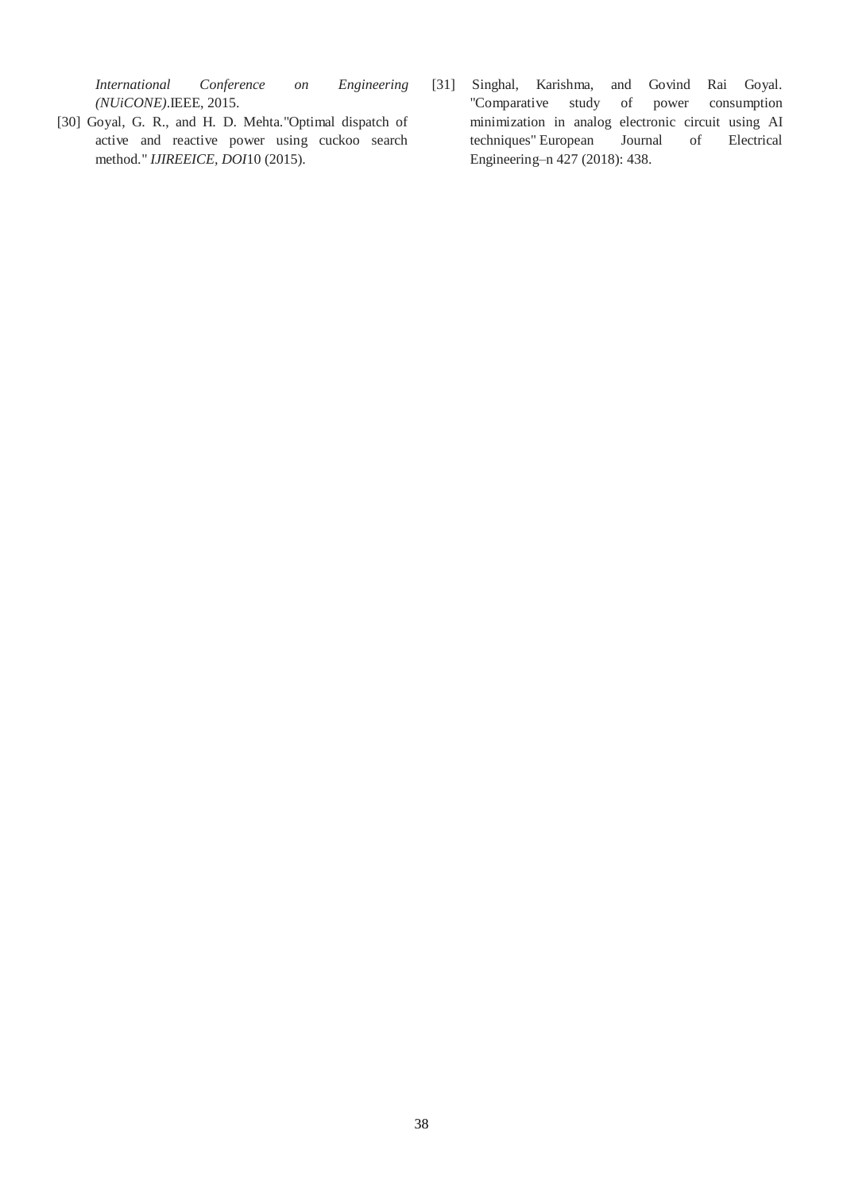*International Conference on Engineering (NUiCONE)*.IEEE, 2015.

[30] Goyal, G. R., and H. D. Mehta."Optimal dispatch of active and reactive power using cuckoo search method." *IJIREEICE, DOI*10 (2015).

[31] Singhal, Karishma, and Govind Rai Goyal. "Comparative study of power consumption minimization in analog electronic circuit using AI techniques" European Journal of Electrical Engineering–n 427 (2018): 438.